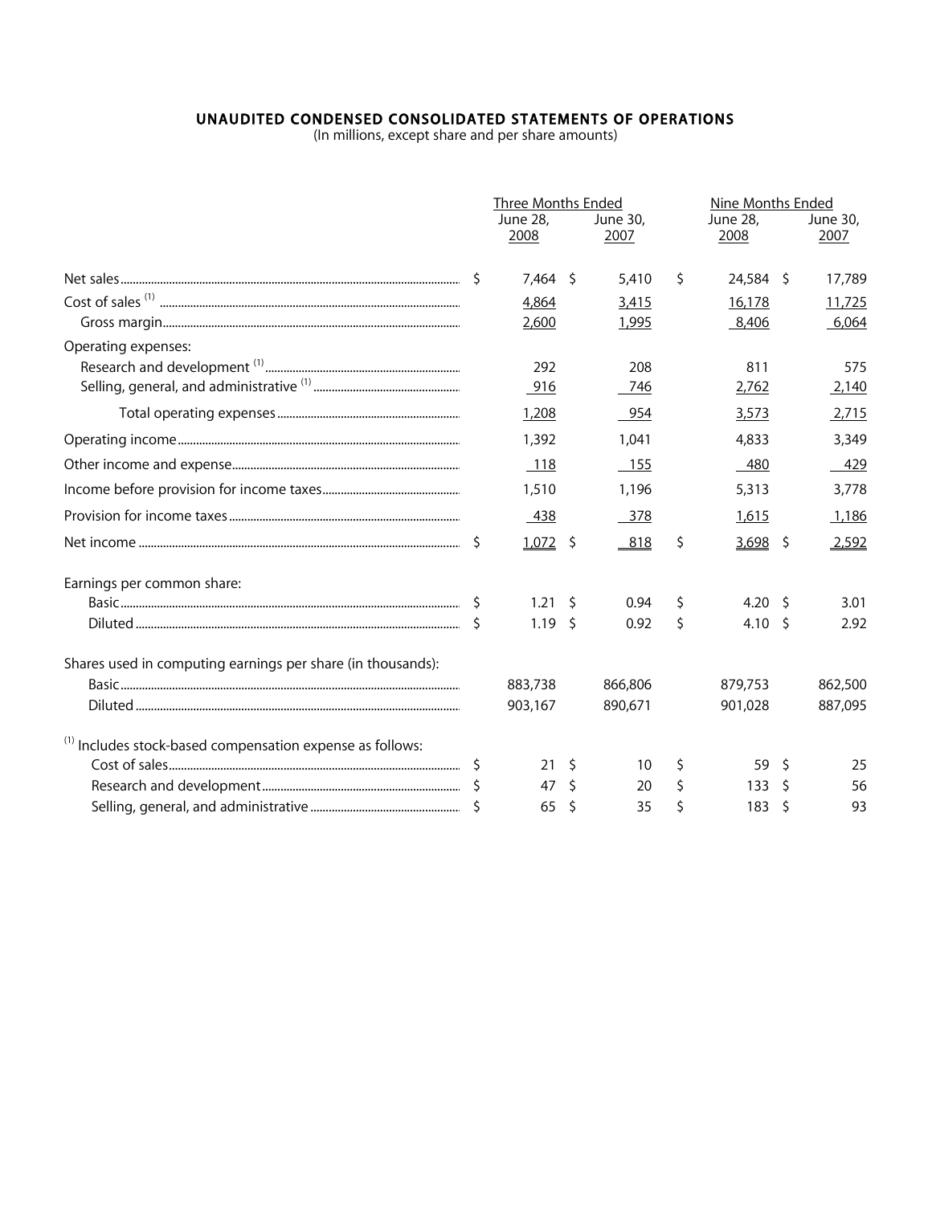## UNAUDITED CONDENSED CONSOLIDATED STATEMENTS OF OPERATIONS

(In millions, except share and per share amounts)

| | Three Months Ended | | Nine Months Ended | |
|---|---|---|---|---|
| | June 28, 2008 | June 30, 2007 | June 28, 2008 | June 30, 2007 |
| Net sales | $ 7,464 | $ 5,410 | $ 24,584 | $ 17,789 |
| Cost of sales [(1)] | 4,864 | 3,415 | 16,178 | 11,725 |
| Gross margin | 2,600 | 1,995 | 8,406 | 6,064 |
| Operating expenses: | | | | |
| Research and development [(1)] | 292 | 208 | 811 | 575 |
| Selling, general, and administrative [(1)] | 916 | 746 | 2,762 | 2,140 |
| Total operating expenses | 1,208 | 954 | 3,573 | 2,715 |
| Operating income | 1,392 | 1,041 | 4,833 | 3,349 |
| Other income and expense | 118 | 155 | 480 | 429 |
| Income before provision for income taxes | 1,510 | 1,196 | 5,313 | 3,778 |
| Provision for income taxes | 438 | 378 | 1,615 | 1,186 |
| Net income | $ 1,072 | $ 818 | $ 3,698 | $ 2,592 |
| Earnings per common share: | | | | |
| Basic | $ 1.21 | $ 0.94 | $ 4.20 | $ 3.01 |
| Diluted | $ 1.19 | $ 0.92 | $ 4.10 | $ 2.92 |
| Shares used in computing earnings per share (in thousands): | | | | |
| Basic | 883,738 | 866,806 | 879,753 | 862,500 |
| Diluted | 903,167 | 890,671 | 901,028 | 887,095 |
| [(1)] Includes stock-based compensation expense as follows: | | | | |
| Cost of sales | $ 21 | $ 10 | $ 59 | $ 25 |
| Research and development | $ 47 | $ 20 | $ 133 | $ 56 |
| Selling, general, and administrative | $ 65 | $ 35 | $ 183 | $ 93 |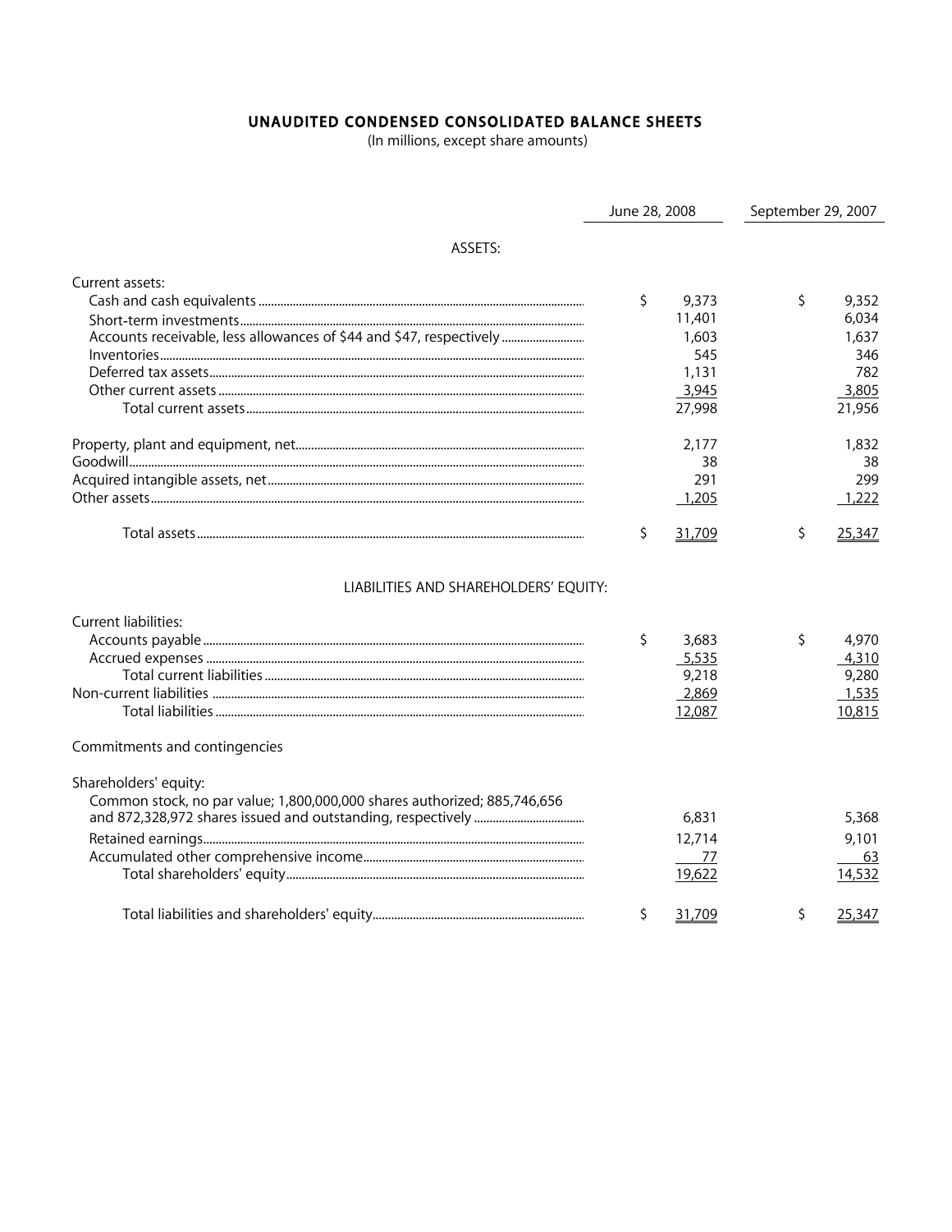# UNAUDITED CONDENSED CONSOLIDATED BALANCE SHEETS

(In millions, except share amounts)

| | June 28, 2008 | September 29, 2007 |
|---|---|---|
| **ASSETS:** | | |
| Current assets: | | |
| Cash and cash equivalents | $ 9,373 | $ 9,352 |
| Short-term investments | 11,401 | 6,034 |
| Accounts receivable, less allowances of $44 and $47, respectively | 1,603 | 1,637 |
| Inventories | 545 | 346 |
| Deferred tax assets | 1,131 | 782 |
| Other current assets | 3,945 | 3,805 |
| Total current assets | 27,998 | 21,956 |
| Property, plant and equipment, net | 2,177 | 1,832 |
| Goodwill | 38 | 38 |
| Acquired intangible assets, net | 291 | 299 |
| Other assets | 1,205 | 1,222 |
| Total assets | $ 31,709 | $ 25,347 |
| **LIABILITIES AND SHAREHOLDERS' EQUITY:** | | |
| Current liabilities: | | |
| Accounts payable | $ 3,683 | $ 4,970 |
| Accrued expenses | 5,535 | 4,310 |
| Total current liabilities | 9,218 | 9,280 |
| Non-current liabilities | 2,869 | 1,535 |
| Total liabilities | 12,087 | 10,815 |
| Commitments and contingencies | | |
| Shareholders' equity: | | |
| Common stock, no par value; 1,800,000,000 shares authorized; 885,746,656 and 872,328,972 shares issued and outstanding, respectively | 6,831 | 5,368 |
| Retained earnings | 12,714 | 9,101 |
| Accumulated other comprehensive income | 77 | 63 |
| Total shareholders' equity | 19,622 | 14,532 |
| Total liabilities and shareholders' equity | $ 31,709 | $ 25,347 |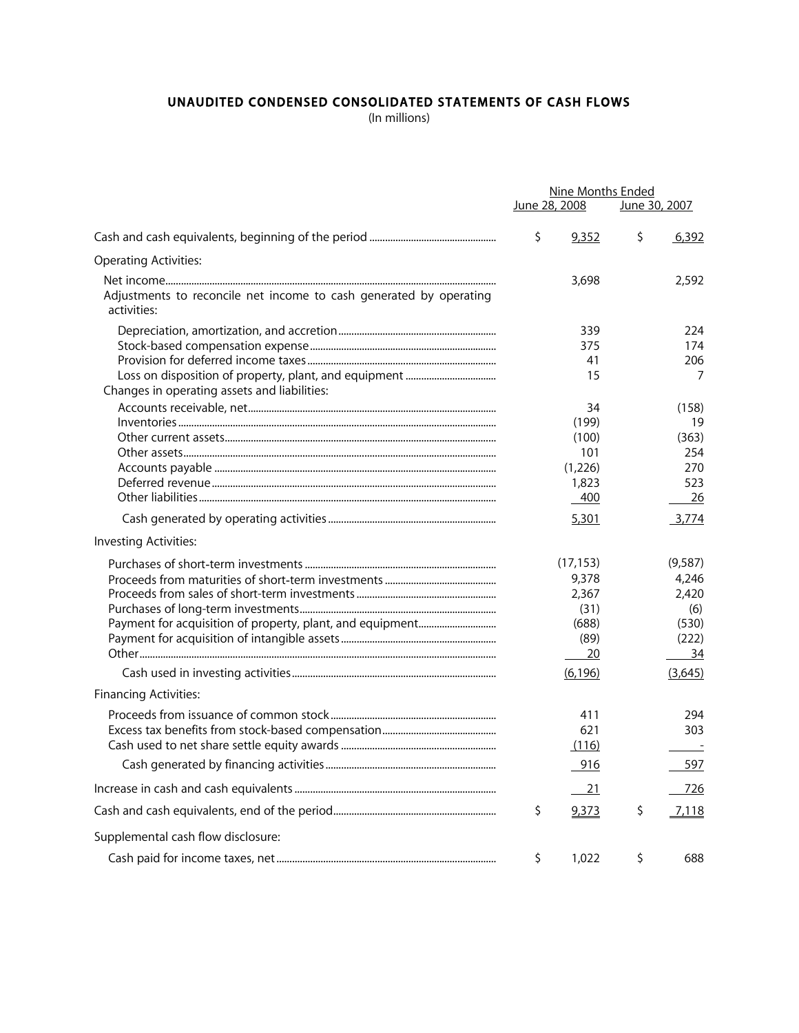# UNAUDITED CONDENSED CONSOLIDATED STATEMENTS OF CASH FLOWS

(In millions)

| | Nine Months Ended | |
|---|---|---|
| | June 28, 2008 | June 30, 2007 |
| Cash and cash equivalents, beginning of the period | $ 9,352 | $ 6,392 |
| **Operating Activities:** | | |
| Net income | 3,698 | 2,592 |
| Adjustments to reconcile net income to cash generated by operating activities: | | |
| Depreciation, amortization, and accretion | 339 | 224 |
| Stock-based compensation expense | 375 | 174 |
| Provision for deferred income taxes | 41 | 206 |
| Loss on disposition of property, plant, and equipment | 15 | 7 |
| Changes in operating assets and liabilities: | | |
| Accounts receivable, net | 34 | (158) |
| Inventories | (199) | 19 |
| Other current assets | (100) | (363) |
| Other assets | 101 | 254 |
| Accounts payable | (1,226) | 270 |
| Deferred revenue | 1,823 | 523 |
| Other liabilities | 400 | 26 |
| Cash generated by operating activities | 5,301 | 3,774 |
| **Investing Activities:** | | |
| Purchases of short-term investments | (17,153) | (9,587) |
| Proceeds from maturities of short-term investments | 9,378 | 4,246 |
| Proceeds from sales of short-term investments | 2,367 | 2,420 |
| Purchases of long-term investments | (31) | (6) |
| Payment for acquisition of property, plant, and equipment | (688) | (530) |
| Payment for acquisition of intangible assets | (89) | (222) |
| Other | 20 | 34 |
| Cash used in investing activities | (6,196) | (3,645) |
| **Financing Activities:** | | |
| Proceeds from issuance of common stock | 411 | 294 |
| Excess tax benefits from stock-based compensation | 621 | 303 |
| Cash used to net share settle equity awards | (116) | - |
| Cash generated by financing activities | 916 | 597 |
| Increase in cash and cash equivalents | 21 | 726 |
| Cash and cash equivalents, end of the period | $ 9,373 | $ 7,118 |
| **Supplemental cash flow disclosure:** | | |
| Cash paid for income taxes, net | $ 1,022 | $ 688 |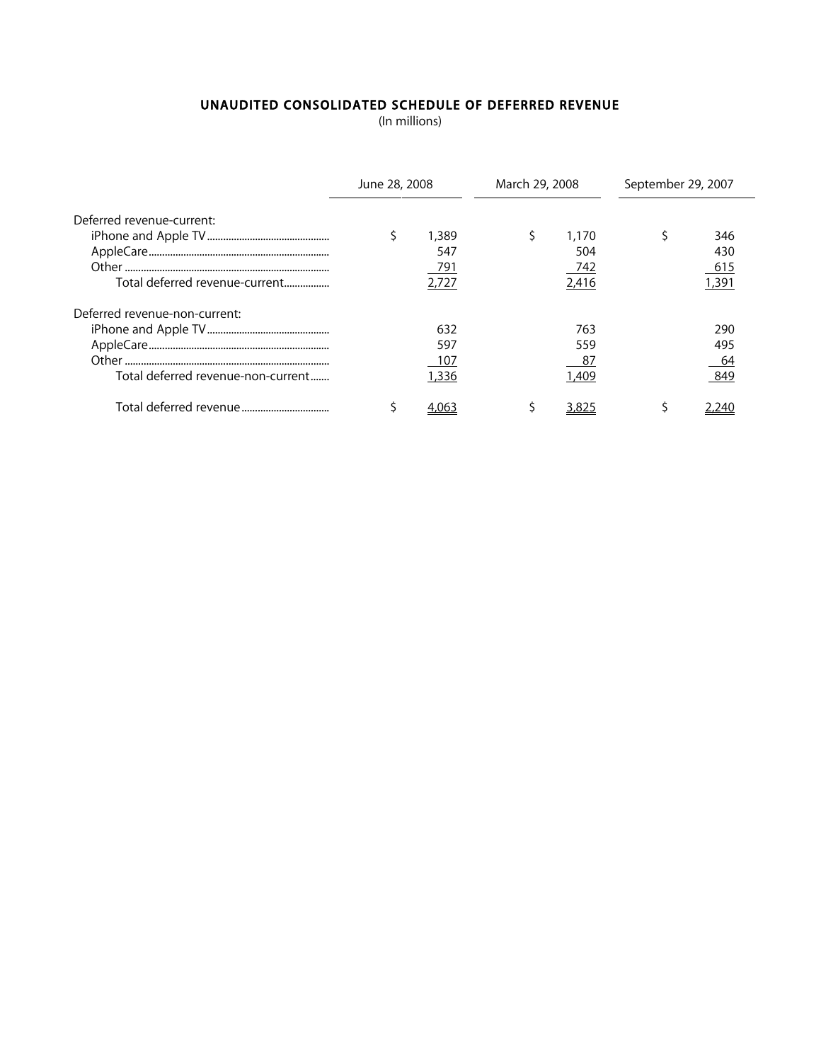## UNAUDITED CONSOLIDATED SCHEDULE OF DEFERRED REVENUE

(In millions)

| | June 28, 2008 | March 29, 2008 | September 29, 2007 |
|---|---|---|---|
| Deferred revenue-current: | | | |
| iPhone and Apple TV | $ 1,389 | $ 1,170 | $ 346 |
| AppleCare | 547 | 504 | 430 |
| Other | 791 | 742 | 615 |
| Total deferred revenue-current | 2,727 | 2,416 | 1,391 |
| Deferred revenue-non-current: | | | |
| iPhone and Apple TV | 632 | 763 | 290 |
| AppleCare | 597 | 559 | 495 |
| Other | 107 | 87 | 64 |
| Total deferred revenue-non-current | 1,336 | 1,409 | 849 |
| Total deferred revenue | $ 4,063 | $ 3,825 | $ 2,240 |